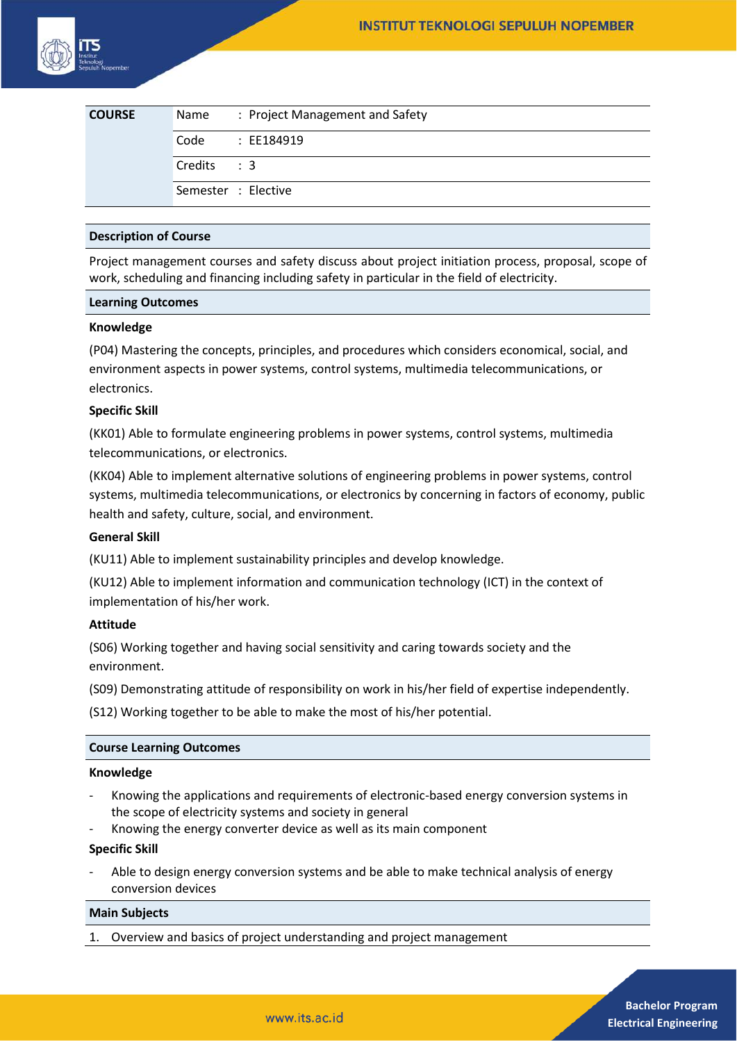| COURSE | | |
|---|---|---|
| | Name | : Project Management and Safety |
| | Code | : EE184919 |
| | Credits | : 3 |
| | Semester | : Elective |

## Description of Course

Project management courses and safety discuss about project initiation process, proposal, scope of work, scheduling and financing including safety in particular in the field of electricity.

## Learning Outcomes

### Knowledge

(P04) Mastering the concepts, principles, and procedures which considers economical, social, and environment aspects in power systems, control systems, multimedia telecommunications, or electronics.

### Specific Skill

(KK01) Able to formulate engineering problems in power systems, control systems, multimedia telecommunications, or electronics.

(KK04) Able to implement alternative solutions of engineering problems in power systems, control systems, multimedia telecommunications, or electronics by concerning in factors of economy, public health and safety, culture, social, and environment.

### General Skill

(KU11) Able to implement sustainability principles and develop knowledge.

(KU12) Able to implement information and communication technology (ICT) in the context of implementation of his/her work.

### Attitude

(S06) Working together and having social sensitivity and caring towards society and the environment.

(S09) Demonstrating attitude of responsibility on work in his/her field of expertise independently.

(S12) Working together to be able to make the most of his/her potential.

## Course Learning Outcomes

### Knowledge

- Knowing the applications and requirements of electronic-based energy conversion systems in the scope of electricity systems and society in general
- Knowing the energy converter device as well as its main component

### Specific Skill

- Able to design energy conversion systems and be able to make technical analysis of energy conversion devices

## Main Subjects

1. Overview and basics of project understanding and project management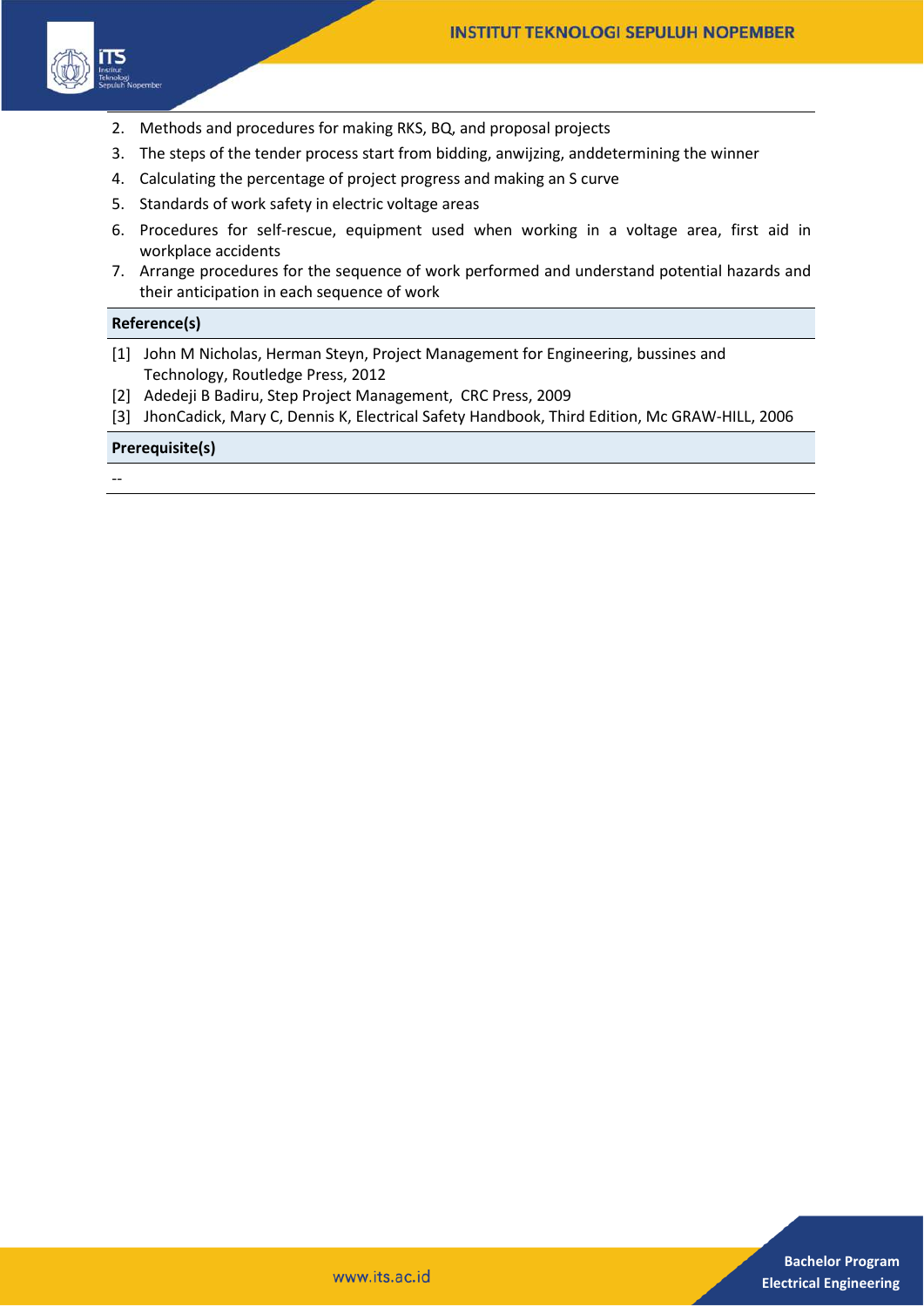2. Methods and procedures for making RKS, BQ, and proposal projects
3. The steps of the tender process start from bidding, anwijzing, anddetermining the winner
4. Calculating the percentage of project progress and making an S curve
5. Standards of work safety in electric voltage areas
6. Procedures for self-rescue, equipment used when working in a voltage area, first aid in workplace accidents
7. Arrange procedures for the sequence of work performed and understand potential hazards and their anticipation in each sequence of work

**Reference(s)**

[1] John M Nicholas, Herman Steyn, Project Management for Engineering, bussines and Technology, Routledge Press, 2012
[2] Adedeji B Badiru, Step Project Management, CRC Press, 2009
[3] JhonCadick, Mary C, Dennis K, Electrical Safety Handbook, Third Edition, Mc GRAW-HILL, 2006

**Prerequisite(s)**

--